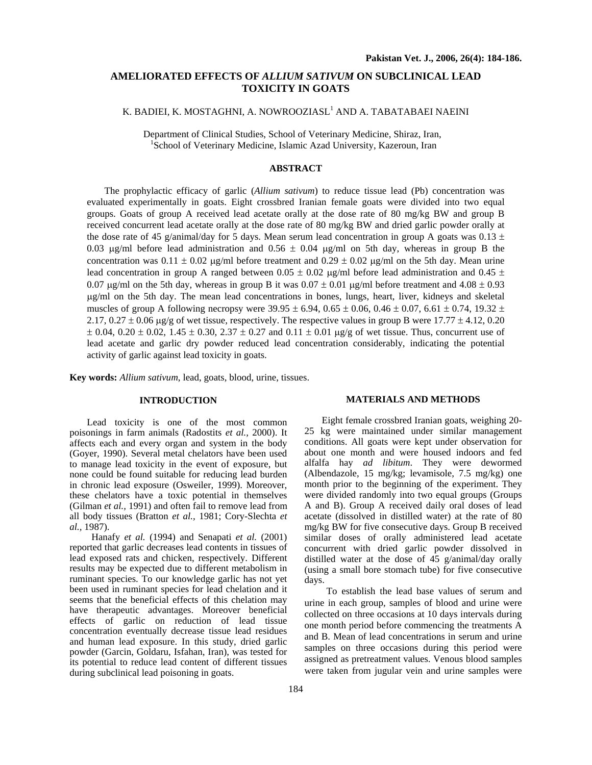# AMELIORATED EFFECTS OF *ALLIUM SATIVUM* ON SUBCLINICAL LEAD TOXICITY IN GOATS

K. BADIEI, K. MOSTAGHNI, A. NOWROOZIASL[1] AND A. TABATABAEI NAEINI

Department of Clinical Studies, School of Veterinary Medicine, Shiraz, Iran,
[1]School of Veterinary Medicine, Islamic Azad University, Kazeroun, Iran

## ABSTRACT

The prophylactic efficacy of garlic (*Allium sativum*) to reduce tissue lead (Pb) concentration was evaluated experimentally in goats. Eight crossbred Iranian female goats were divided into two equal groups. Goats of group A received lead acetate orally at the dose rate of 80 mg/kg BW and group B received concurrent lead acetate orally at the dose rate of 80 mg/kg BW and dried garlic powder orally at the dose rate of 45 g/animal/day for 5 days. Mean serum lead concentration in group A goats was $0.13 \pm 0.03$ μg/ml before lead administration and $0.56 \pm 0.04$ μg/ml on 5th day, whereas in group B the concentration was $0.11 \pm 0.02$ μg/ml before treatment and $0.29 \pm 0.02$ μg/ml on the 5th day. Mean urine lead concentration in group A ranged between $0.05 \pm 0.02$ μg/ml before lead administration and $0.45 \pm 0.07$ μg/ml on the 5th day, whereas in group B it was $0.07 \pm 0.01$ μg/ml before treatment and $4.08 \pm 0.93$ μg/ml on the 5th day. The mean lead concentrations in bones, lungs, heart, liver, kidneys and skeletal muscles of group A following necropsy were $39.95 \pm 6.94$, $0.65 \pm 0.06$, $0.46 \pm 0.07$, $6.61 \pm 0.74$, $19.32 \pm 2.17$, $0.27 \pm 0.06$ μg/g of wet tissue, respectively. The respective values in group B were $17.77 \pm 4.12$, $0.20 \pm 0.04$, $0.20 \pm 0.02$, $1.45 \pm 0.30$, $2.37 \pm 0.27$ and $0.11 \pm 0.01$ μg/g of wet tissue. Thus, concurrent use of lead acetate and garlic dry powder reduced lead concentration considerably, indicating the potential activity of garlic against lead toxicity in goats.

**Key words:** *Allium sativum*, lead, goats, blood, urine, tissues.

## INTRODUCTION

Lead toxicity is one of the most common poisonings in farm animals (Radostits *et al.,* 2000). It affects each and every organ and system in the body (Goyer, 1990). Several metal chelators have been used to manage lead toxicity in the event of exposure, but none could be found suitable for reducing lead burden in chronic lead exposure (Osweiler, 1999). Moreover, these chelators have a toxic potential in themselves (Gilman *et al.,* 1991) and often fail to remove lead from all body tissues (Bratton *et al.,* 1981; Cory-Slechta *et al.,* 1987).

Hanafy *et al.* (1994) and Senapati *et al.* (2001) reported that garlic decreases lead contents in tissues of lead exposed rats and chicken, respectively. Different results may be expected due to different metabolism in ruminant species. To our knowledge garlic has not yet been used in ruminant species for lead chelation and it seems that the beneficial effects of this chelation may have therapeutic advantages. Moreover beneficial effects of garlic on reduction of lead tissue concentration eventually decrease tissue lead residues and human lead exposure. In this study, dried garlic powder (Garcin, Goldaru, Isfahan, Iran), was tested for its potential to reduce lead content of different tissues during subclinical lead poisoning in goats.

## MATERIALS AND METHODS

Eight female crossbred Iranian goats, weighing 20-25 kg were maintained under similar management conditions. All goats were kept under observation for about one month and were housed indoors and fed alfalfa hay *ad libitum*. They were dewormed (Albendazole, 15 mg/kg; levamisole, 7.5 mg/kg) one month prior to the beginning of the experiment. They were divided randomly into two equal groups (Groups A and B). Group A received daily oral doses of lead acetate (dissolved in distilled water) at the rate of 80 mg/kg BW for five consecutive days. Group B received similar doses of orally administered lead acetate concurrent with dried garlic powder dissolved in distilled water at the dose of 45 g/animal/day orally (using a small bore stomach tube) for five consecutive days.

To establish the lead base values of serum and urine in each group, samples of blood and urine were collected on three occasions at 10 days intervals during one month period before commencing the treatments A and B. Mean of lead concentrations in serum and urine samples on three occasions during this period were assigned as pretreatment values. Venous blood samples were taken from jugular vein and urine samples were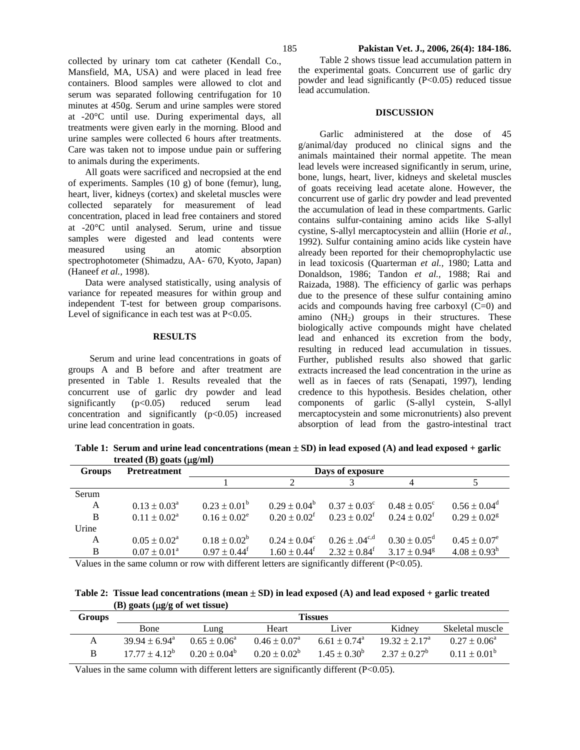collected by urinary tom cat catheter (Kendall Co., Mansfield, MA, USA) and were placed in lead free containers. Blood samples were allowed to clot and serum was separated following centrifugation for 10 minutes at 450g. Serum and urine samples were stored at -20°C until use. During experimental days, all treatments were given early in the morning. Blood and urine samples were collected 6 hours after treatments. Care was taken not to impose undue pain or suffering to animals during the experiments.

All goats were sacrificed and necropsied at the end of experiments. Samples (10 g) of bone (femur), lung, heart, liver, kidneys (cortex) and skeletal muscles were collected separately for measurement of lead concentration, placed in lead free containers and stored at -20°C until analysed. Serum, urine and tissue samples were digested and lead contents were measured using an atomic absorption spectrophotometer (Shimadzu, AA- 670, Kyoto, Japan) (Haneef *et al.*, 1998).

Data were analysed statistically, using analysis of variance for repeated measures for within group and independent T-test for between group comparisons. Level of significance in each test was at $P<0.05$.

## RESULTS

Serum and urine lead concentrations in goats of groups A and B before and after treatment are presented in Table 1. Results revealed that the concurrent use of garlic dry powder and lead significantly ($p<0.05$) reduced serum lead concentration and significantly ($p<0.05$) increased urine lead concentration in goats.

Table 2 shows tissue lead accumulation pattern in the experimental goats. Concurrent use of garlic dry powder and lead significantly ($P<0.05$) reduced tissue lead accumulation.

## DISCUSSION

Garlic administered at the dose of 45 g/animal/day produced no clinical signs and the animals maintained their normal appetite. The mean lead levels were increased significantly in serum, urine, bone, lungs, heart, liver, kidneys and skeletal muscles of goats receiving lead acetate alone. However, the concurrent use of garlic dry powder and lead prevented the accumulation of lead in these compartments. Garlic contains sulfur-containing amino acids like S-allyl cystine, S-allyl mercaptocystein and alliin (Horie *et al.*, 1992). Sulfur containing amino acids like cystein have already been reported for their chemoprophylactic use in lead toxicosis (Quarterman *et al.*, 1980; Latta and Donaldson, 1986; Tandon *et al.*, 1988; Rai and Raizada, 1988). The efficiency of garlic was perhaps due to the presence of these sulfur containing amino acids and compounds having free carboxyl (C=0) and amino ($NH_2$) groups in their structures. These biologically active compounds might have chelated lead and enhanced its excretion from the body, resulting in reduced lead accumulation in tissues. Further, published results also showed that garlic extracts increased the lead concentration in the urine as well as in faeces of rats (Senapati, 1997), lending credence to this hypothesis. Besides chelation, other components of garlic (S-allyl cystein, S-allyl mercaptocystein and some micronutrients) also prevent absorption of lead from the gastro-intestinal tract

**Table 1: Serum and urine lead concentrations (mean ± SD) in lead exposed (A) and lead exposed + garlic treated (B) goats (μg/ml)**

| Groups | Pretreatment | Days of exposure | | | | |
|---|---|---|---|---|---|---|
| | | 1 | 2 | 3 | 4 | 5 |
| Serum | | | | | | |
| A | $0.13 \pm 0.03^a$ | $0.23 \pm 0.01^b$ | $0.29 \pm 0.04^b$ | $0.37 \pm 0.03^c$ | $0.48 \pm 0.05^c$ | $0.56 \pm 0.04^d$ |
| B | $0.11 \pm 0.02^a$ | $0.16 \pm 0.02^e$ | $0.20 \pm 0.02^f$ | $0.23 \pm 0.02^f$ | $0.24 \pm 0.02^f$ | $0.29 \pm 0.02^g$ |
| Urine | | | | | | |
| A | $0.05 \pm 0.02^a$ | $0.18 \pm 0.02^b$ | $0.24 \pm 0.04^c$ | $0.26 \pm .04^{c,d}$ | $0.30 \pm 0.05^d$ | $0.45 \pm 0.07^e$ |
| B | $0.07 \pm 0.01^a$ | $0.97 \pm 0.44^f$ | $1.60 \pm 0.44^f$ | $2.32 \pm 0.84^f$ | $3.17 \pm 0.94^g$ | $4.08 \pm 0.93^h$ |

Values in the same column or row with different letters are significantly different ($P<0.05$).

**Table 2: Tissue lead concentrations (mean ± SD) in lead exposed (A) and lead exposed + garlic treated (B) goats (μg/g of wet tissue)**

| Groups | Tissues | | | | | |
|---|---|---|---|---|---|---|
| | Bone | Lung | Heart | Liver | Kidney | Skeletal muscle |
| A | $39.94 \pm 6.94^a$ | $0.65 \pm 0.06^a$ | $0.46 \pm 0.07^a$ | $6.61 \pm 0.74^a$ | $19.32 \pm 2.17^a$ | $0.27 \pm 0.06^a$ |
| B | $17.77 \pm 4.12^b$ | $0.20 \pm 0.04^b$ | $0.20 \pm 0.02^b$ | $1.45 \pm 0.30^b$ | $2.37 \pm 0.27^b$ | $0.11 \pm 0.01^b$ |

Values in the same column with different letters are significantly different ($P<0.05$).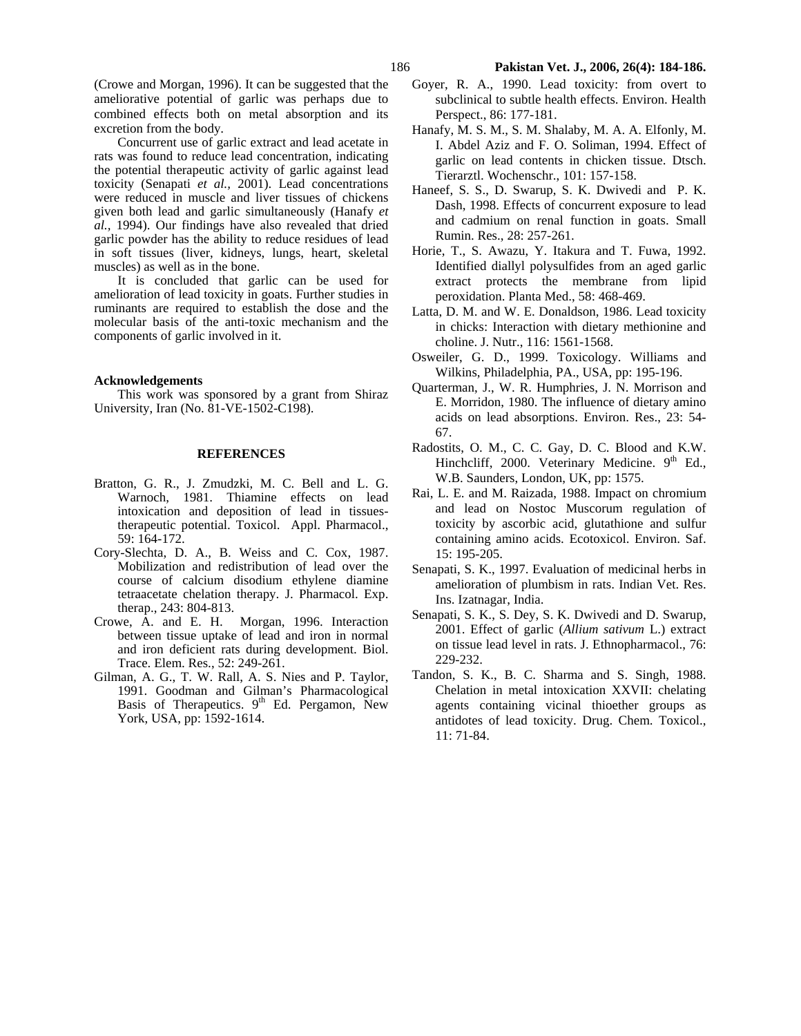(Crowe and Morgan, 1996). It can be suggested that the ameliorative potential of garlic was perhaps due to combined effects both on metal absorption and its excretion from the body.

Concurrent use of garlic extract and lead acetate in rats was found to reduce lead concentration, indicating the potential therapeutic activity of garlic against lead toxicity (Senapati *et al.,* 2001). Lead concentrations were reduced in muscle and liver tissues of chickens given both lead and garlic simultaneously (Hanafy *et al.,* 1994). Our findings have also revealed that dried garlic powder has the ability to reduce residues of lead in soft tissues (liver, kidneys, lungs, heart, skeletal muscles) as well as in the bone.

It is concluded that garlic can be used for amelioration of lead toxicity in goats. Further studies in ruminants are required to establish the dose and the molecular basis of the anti-toxic mechanism and the components of garlic involved in it.

**Acknowledgements**

This work was sponsored by a grant from Shiraz University, Iran (No. 81-VE-1502-C198).

## REFERENCES

Bratton, G. R., J. Zmudzki, M. C. Bell and L. G. Warnoch, 1981. Thiamine effects on lead intoxication and deposition of lead in tissues-therapeutic potential. Toxicol. Appl. Pharmacol., 59: 164-172.

Cory-Slechta, D. A., B. Weiss and C. Cox, 1987. Mobilization and redistribution of lead over the course of calcium disodium ethylene diamine tetraacetate chelation therapy. J. Pharmacol. Exp. therap., 243: 804-813.

Crowe, A. and E. H. Morgan, 1996. Interaction between tissue uptake of lead and iron in normal and iron deficient rats during development. Biol. Trace. Elem. Res., 52: 249-261.

Gilman, A. G., T. W. Rall, A. S. Nies and P. Taylor, 1991. Goodman and Gilman's Pharmacological Basis of Therapeutics. 9th Ed. Pergamon, New York, USA, pp: 1592-1614.

Goyer, R. A., 1990. Lead toxicity: from overt to subclinical to subtle health effects. Environ. Health Perspect., 86: 177-181.

Hanafy, M. S. M., S. M. Shalaby, M. A. A. Elfonly, M. I. Abdel Aziz and F. O. Soliman, 1994. Effect of garlic on lead contents in chicken tissue. Dtsch. Tierarztl. Wochenschr., 101: 157-158.

Haneef, S. S., D. Swarup, S. K. Dwivedi and P. K. Dash, 1998. Effects of concurrent exposure to lead and cadmium on renal function in goats. Small Rumin. Res., 28: 257-261.

Horie, T., S. Awazu, Y. Itakura and T. Fuwa, 1992. Identified diallyl polysulfides from an aged garlic extract protects the membrane from lipid peroxidation. Planta Med., 58: 468-469.

Latta, D. M. and W. E. Donaldson, 1986. Lead toxicity in chicks: Interaction with dietary methionine and choline. J. Nutr., 116: 1561-1568.

Osweiler, G. D., 1999. Toxicology. Williams and Wilkins, Philadelphia, PA., USA, pp: 195-196.

Quarterman, J., W. R. Humphries, J. N. Morrison and E. Morridon, 1980. The influence of dietary amino acids on lead absorptions. Environ. Res., 23: 54-67.

Radostits, O. M., C. C. Gay, D. C. Blood and K.W. Hinchcliff, 2000. Veterinary Medicine. 9th Ed., W.B. Saunders, London, UK, pp: 1575.

Rai, L. E. and M. Raizada, 1988. Impact on chromium and lead on Nostoc Muscorum regulation of toxicity by ascorbic acid, glutathione and sulfur containing amino acids. Ecotoxicol. Environ. Saf. 15: 195-205.

Senapati, S. K., 1997. Evaluation of medicinal herbs in amelioration of plumbism in rats. Indian Vet. Res. Ins. Izatnagar, India.

Senapati, S. K., S. Dey, S. K. Dwivedi and D. Swarup, 2001. Effect of garlic (*Allium sativum* L.) extract on tissue lead level in rats. J. Ethnopharmacol., 76: 229-232.

Tandon, S. K., B. C. Sharma and S. Singh, 1988. Chelation in metal intoxication XXVII: chelating agents containing vicinal thioether groups as antidotes of lead toxicity. Drug. Chem. Toxicol., 11: 71-84.